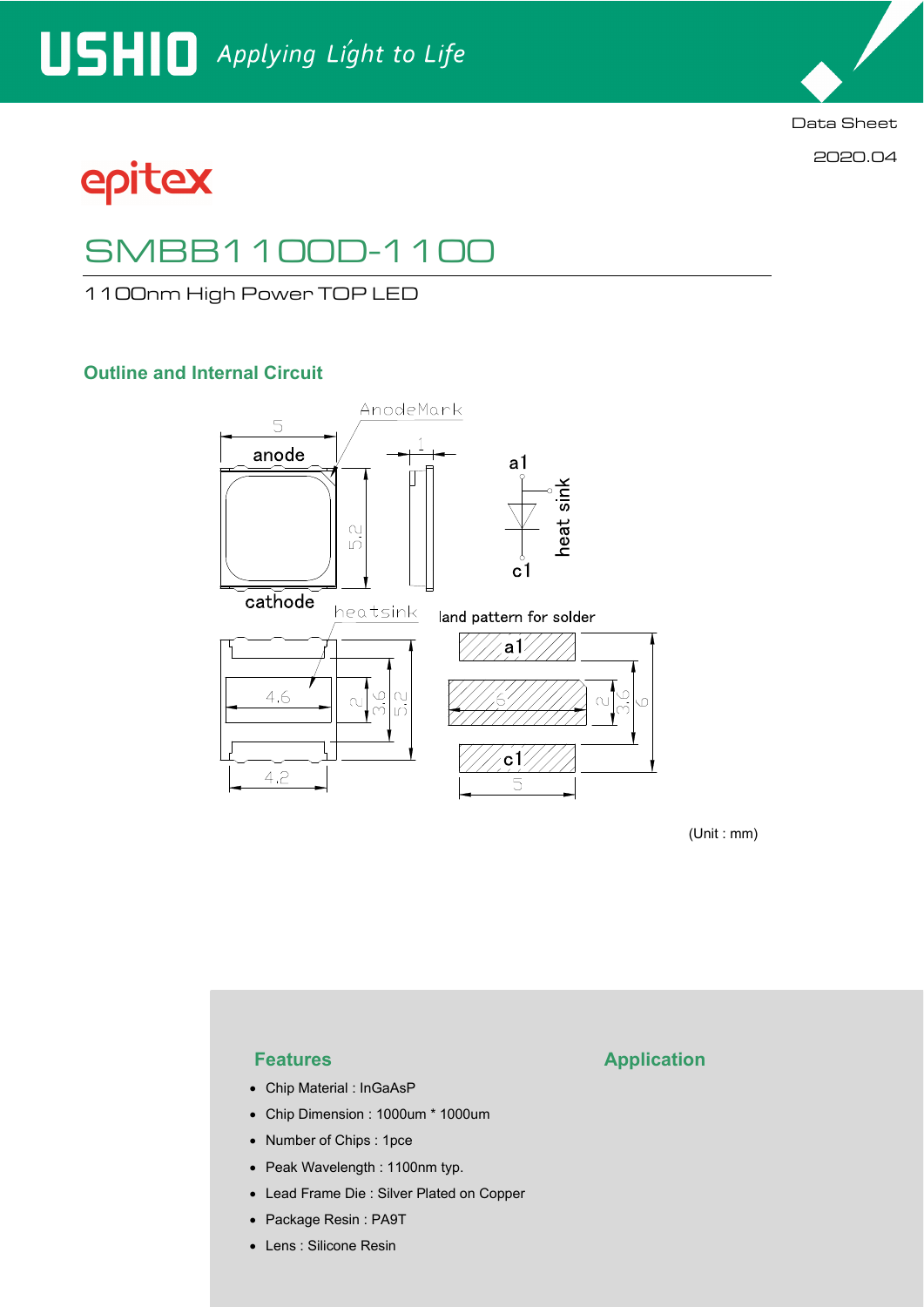USHIO *Applying Light to Life*

Data Sheet

2020.04

epitex

# SMBB1100D-1100

1100nm High Power TOP LED

## Outline and Internal Circuit

AnodeMark

5

anode

1

a1

heat sink

c1

5.2

cathode

heatsink

land pattern for solder

a1

4.6

2

3.6

5.2

6

2

3.6

6

c1

4.2

5

(Unit : mm)

## Features

- Chip Material : InGaAsP
- Chip Dimension : 1000um * 1000um
- Number of Chips : 1pce
- Peak Wavelength : 1100nm typ.
- Lead Frame Die : Silver Plated on Copper
- Package Resin : PA9T
- Lens : Silicone Resin

## Application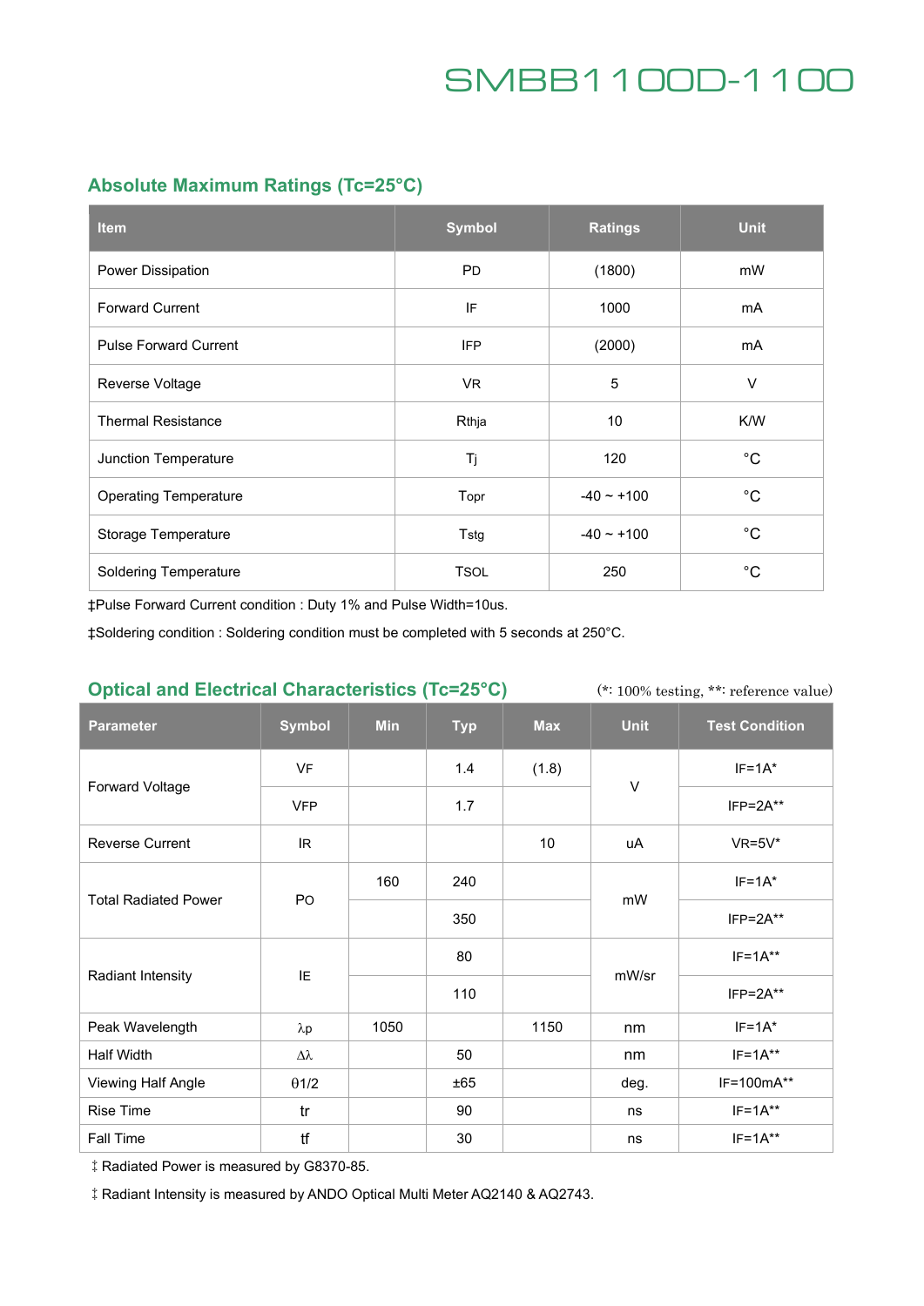# SMBB1100D-1100

## Absolute Maximum Ratings (Tc=25°C)

| Item | Symbol | Ratings | Unit |
|---|---|---|---|
| Power Dissipation | PD | (1800) | mW |
| Forward Current | IF | 1000 | mA |
| Pulse Forward Current | IFP | (2000) | mA |
| Reverse Voltage | VR | 5 | V |
| Thermal Resistance | Rthja | 10 | K/W |
| Junction Temperature | Tj | 120 | °C |
| Operating Temperature | Topr | -40 ~ +100 | °C |
| Storage Temperature | Tstg | -40 ~ +100 | °C |
| Soldering Temperature | TSOL | 250 | °C |

‡Pulse Forward Current condition : Duty 1% and Pulse Width=10us.

‡Soldering condition : Soldering condition must be completed with 5 seconds at 250°C.

## Optical and Electrical Characteristics (Tc=25°C)

(*: 100% testing, **: reference value)

| Parameter | Symbol | Min | Typ | Max | Unit | Test Condition |
|---|---|---|---|---|---|---|
| Forward Voltage | VF | | 1.4 | (1.8) | V | IF=1A* |
| | VFP | | 1.7 | | | IFP=2A** |
| Reverse Current | IR | | | 10 | uA | VR=5V* |
| Total Radiated Power | PO | 160 | 240 | | mW | IF=1A* |
| | | | 350 | | | IFP=2A** |
| Radiant Intensity | IE | | 80 | | mW/sr | IF=1A** |
| | | | 110 | | | IFP=2A** |
| Peak Wavelength | λp | 1050 | | 1150 | nm | IF=1A* |
| Half Width | Δλ | | 50 | | nm | IF=1A** |
| Viewing Half Angle | θ1/2 | | ±65 | | deg. | IF=100mA** |
| Rise Time | tr | | 90 | | ns | IF=1A** |
| Fall Time | tf | | 30 | | ns | IF=1A** |

‡ Radiated Power is measured by G8370-85.

‡ Radiant Intensity is measured by ANDO Optical Multi Meter AQ2140 & AQ2743.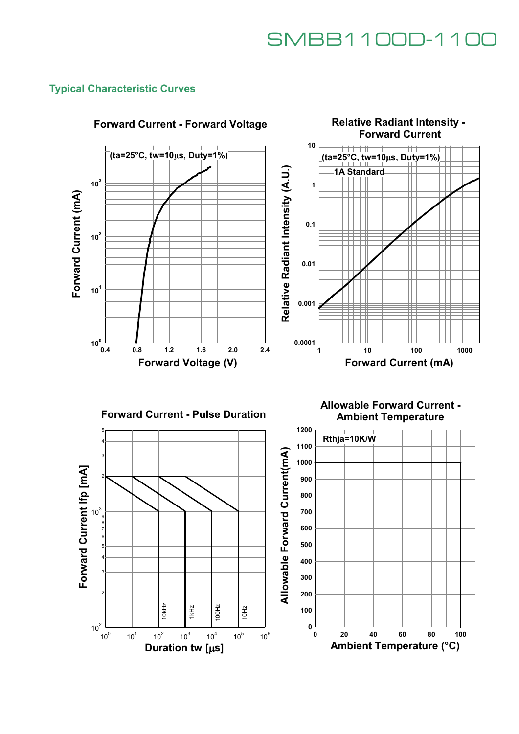## Typical Characteristic Curves

### Forward Current - Forward Voltage

(ta=25°C, tw=10μs, Duty=1%)

Forward Current (mA)

$10^3$

$10^2$

$10^1$

$10^0$

0.4 0.8 1.2 1.6 2.0 2.4

Forward Voltage (V)

### Relative Radiant Intensity - Forward Current

(ta=25°C, tw=10μs, Duty=1%)

1A Standard

Relative Radiant Intensity (A.U.)

10

1

0.1

0.01

0.001

0.0001

1 10 100 1000

Forward Current (mA)

### Forward Current - Pulse Duration

Forward Current Ifp [mA]

5 4 3 2 $10^3$ 9 8 7 6 5 4 3 2 $10^2$

10kHz 1kHz 100Hz 10Hz

$10^0$ $10^1$ $10^2$ $10^3$ $10^4$ $10^5$ $10^6$

Duration tw [μs]

### Allowable Forward Current - Ambient Temperature

Rthja=10K/W

Allowable Forward Current(mA)

1200 1100 1000 900 800 700 600 500 400 300 200 100 0

0 20 40 60 80 100

Ambient Temperature (°C)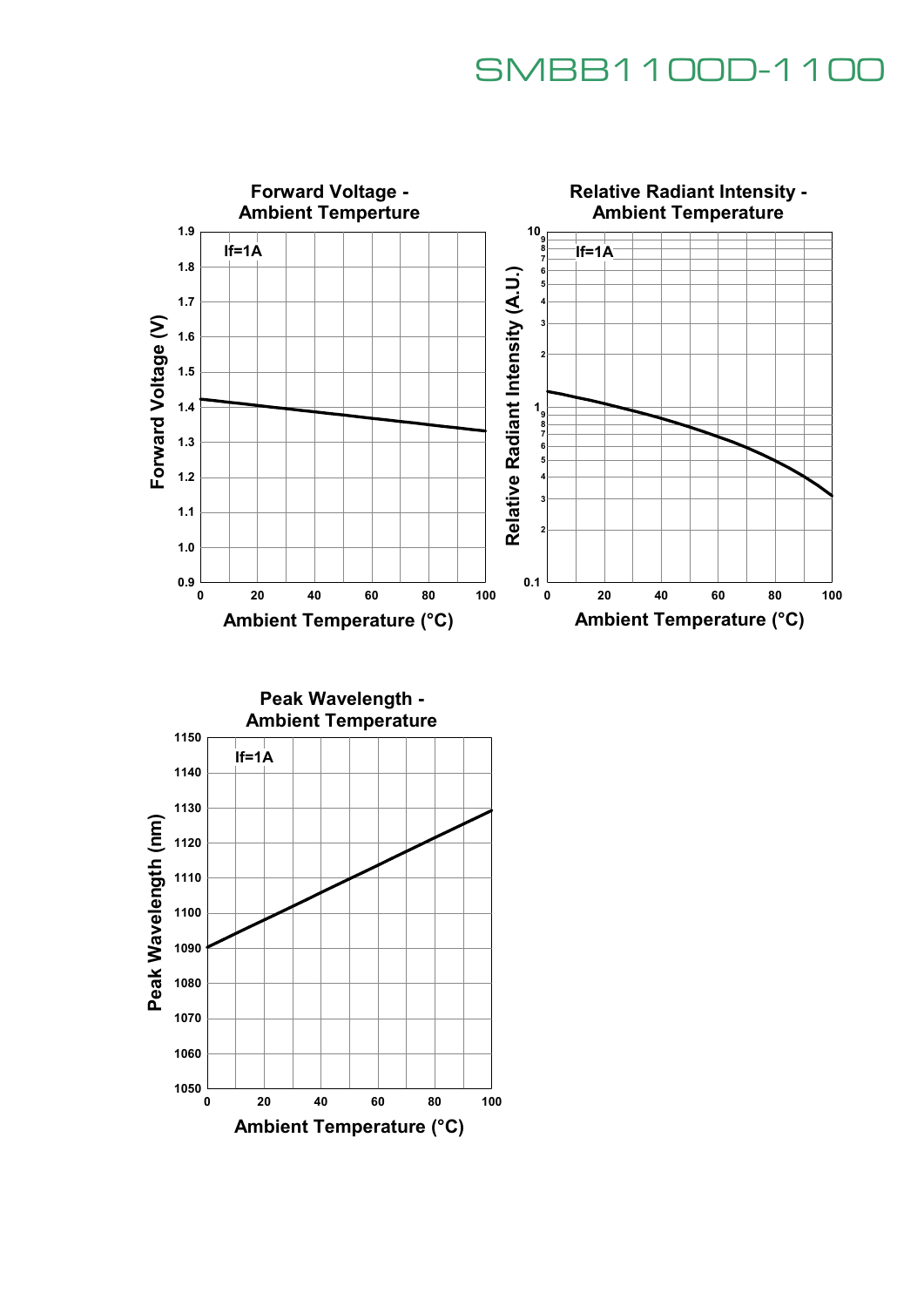Forward Voltage - Ambient Temperture

If=1A

Forward Voltage (V)

1.9
1.8
1.7
1.6
1.5
1.4
1.3
1.2
1.1
1.0
0.9

0
20
40
60
80
100

Ambient Temperature (°C)

Relative Radiant Intensity - Ambient Temperature

If=1A

Relative Radiant Intensity (A.U.)

10
1
0.1

0
20
40
60
80
100

Ambient Temperature (°C)

Peak Wavelength - Ambient Temperature

If=1A

Peak Wavelength (nm)

1150
1140
1130
1120
1110
1100
1090
1080
1070
1060
1050

0
20
40
60
80
100

Ambient Temperature (°C)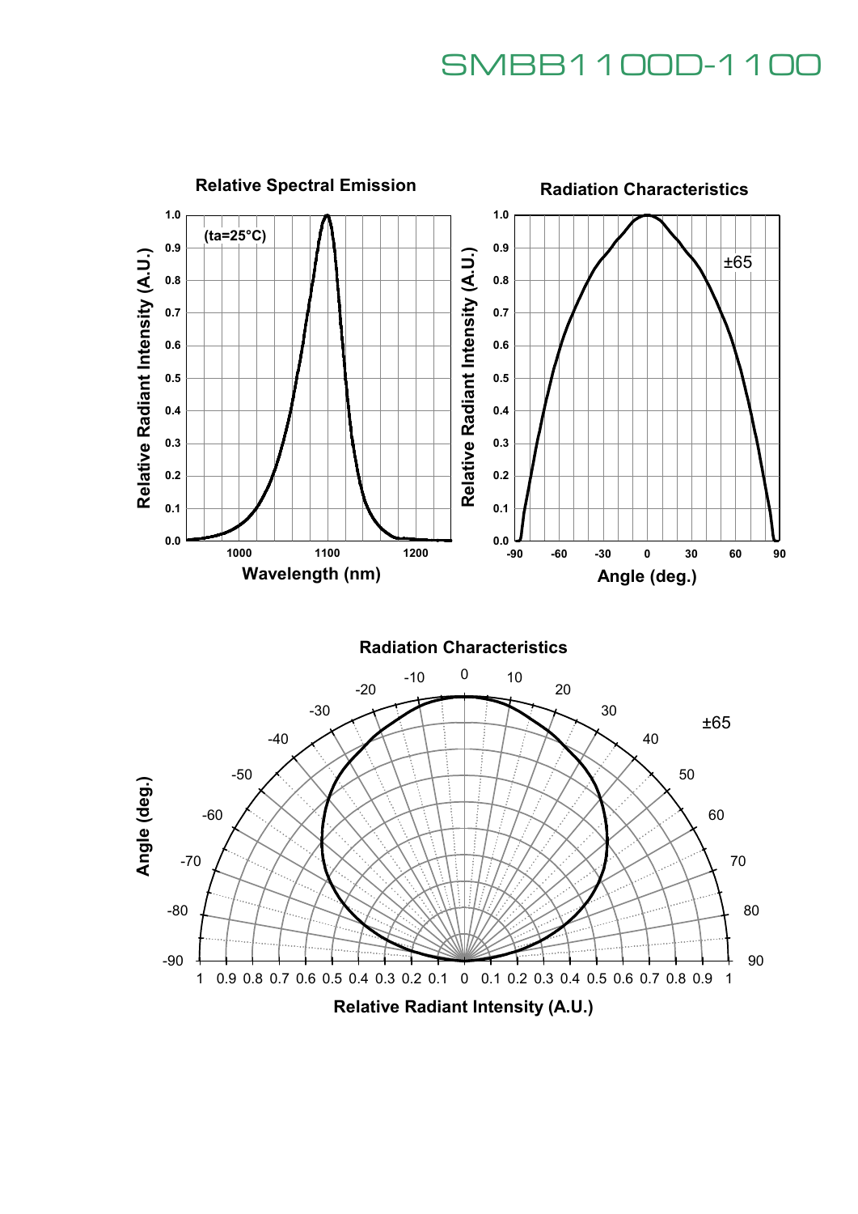SMBB1100D-1100

**Relative Spectral Emission**

(ta=25°C)

Relative Radiant Intensity (A.U.)

1.0
0.9
0.8
0.7
0.6
0.5
0.4
0.3
0.2
0.1
0.0

1000 1100 1200

Wavelength (nm)

**Radiation Characteristics**

Relative Radiant Intensity (A.U.)

1.0
0.9
0.8
0.7
0.6
0.5
0.4
0.3
0.2
0.1
0.0

±65

-90 -60 -30 0 30 60 90

Angle (deg.)

**Radiation Characteristics**

Angle (deg.)

-90 -80 -70 -60 -50 -40 -30 -20 -10 0 10 20 30 40 50 60 70 80 90

±65

1 0.9 0.8 0.7 0.6 0.5 0.4 0.3 0.2 0.1 0 0.1 0.2 0.3 0.4 0.5 0.6 0.7 0.8 0.9 1

Relative Radiant Intensity (A.U.)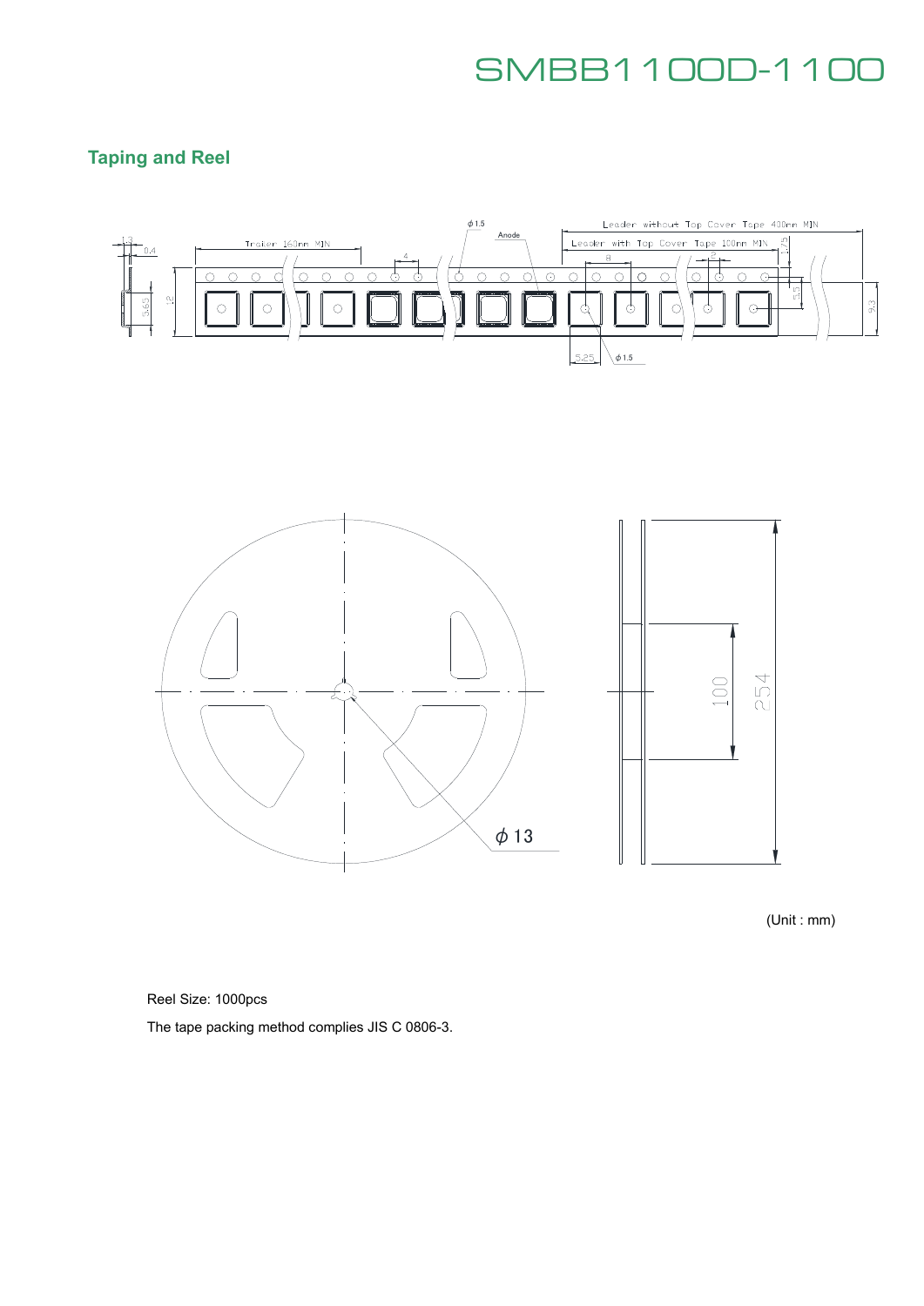## Taping and Reel

Trailer 160mm MIN

Leader without Top Cover Tape 400mm MIN

Leader with Top Cover Tape 100mm MIN

Anode

φ1.5

1.3

0.4

3.65

12

4

8

2

1.75

5.5

9.3

5.25

φ1.5

φ13

100

254

(Unit : mm)

Reel Size: 1000pcs

The tape packing method complies JIS C 0806-3.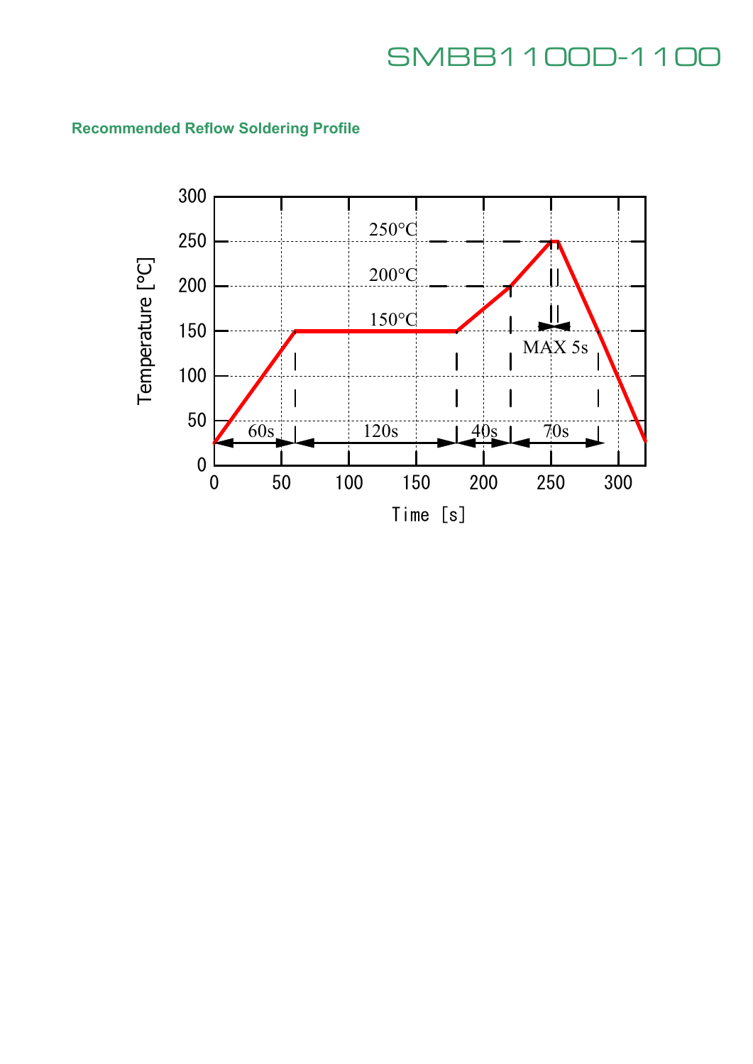## Recommended Reflow Soldering Profile

Temperature [°C]

300
250
200
150
100
50
0

250°C
200°C
150°C
MAX 5s
60s
120s
40s
70s

0 50 100 150 200 250 300

Time [s]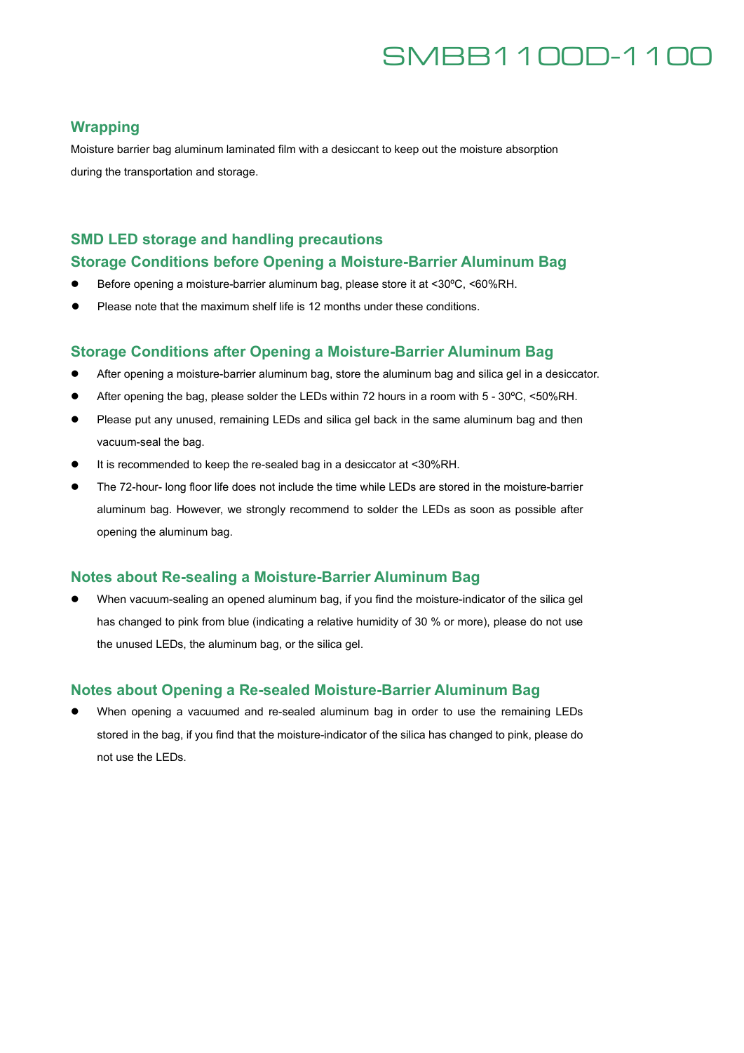## Wrapping

Moisture barrier bag aluminum laminated film with a desiccant to keep out the moisture absorption during the transportation and storage.

## SMD LED storage and handling precautions

### Storage Conditions before Opening a Moisture-Barrier Aluminum Bag

- Before opening a moisture-barrier aluminum bag, please store it at <30ºC, <60%RH.
- Please note that the maximum shelf life is 12 months under these conditions.

### Storage Conditions after Opening a Moisture-Barrier Aluminum Bag

- After opening a moisture-barrier aluminum bag, store the aluminum bag and silica gel in a desiccator.
- After opening the bag, please solder the LEDs within 72 hours in a room with 5 - 30ºC, <50%RH.
- Please put any unused, remaining LEDs and silica gel back in the same aluminum bag and then vacuum-seal the bag.
- It is recommended to keep the re-sealed bag in a desiccator at <30%RH.
- The 72-hour- long floor life does not include the time while LEDs are stored in the moisture-barrier aluminum bag. However, we strongly recommend to solder the LEDs as soon as possible after opening the aluminum bag.

### Notes about Re-sealing a Moisture-Barrier Aluminum Bag

- When vacuum-sealing an opened aluminum bag, if you find the moisture-indicator of the silica gel has changed to pink from blue (indicating a relative humidity of 30 % or more), please do not use the unused LEDs, the aluminum bag, or the silica gel.

### Notes about Opening a Re-sealed Moisture-Barrier Aluminum Bag

- When opening a vacuumed and re-sealed aluminum bag in order to use the remaining LEDs stored in the bag, if you find that the moisture-indicator of the silica has changed to pink, please do not use the LEDs.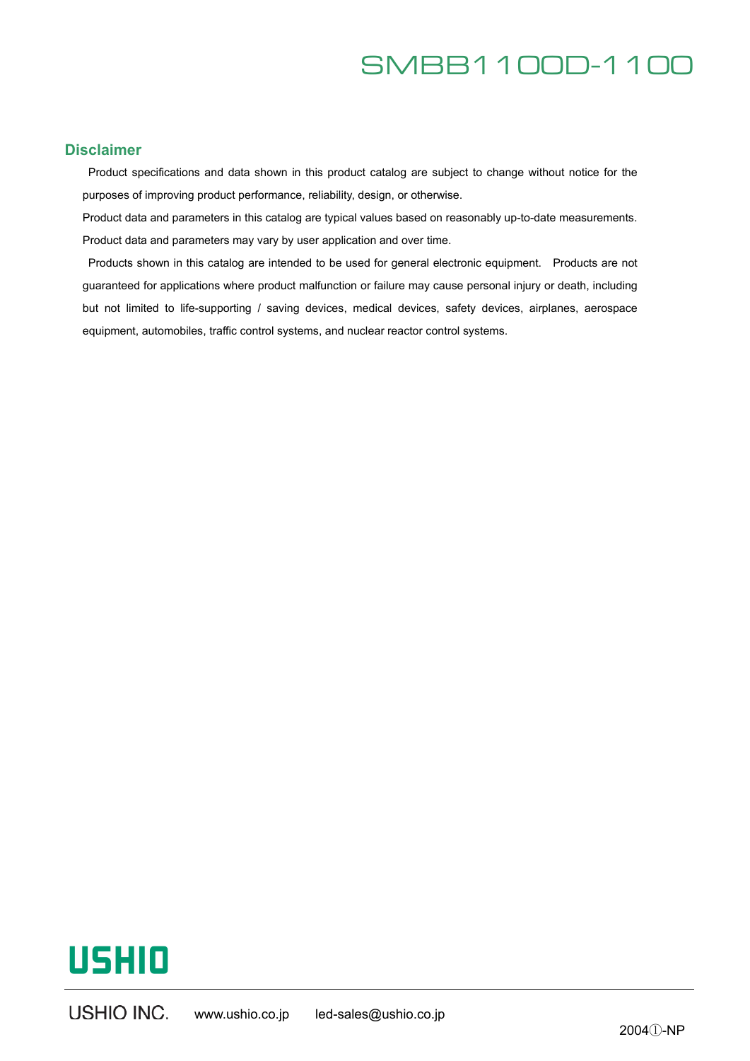## Disclaimer

Product specifications and data shown in this product catalog are subject to change without notice for the purposes of improving product performance, reliability, design, or otherwise.

Product data and parameters in this catalog are typical values based on reasonably up-to-date measurements. Product data and parameters may vary by user application and over time.

Products shown in this catalog are intended to be used for general electronic equipment. Products are not guaranteed for applications where product malfunction or failure may cause personal injury or death, including but not limited to life-supporting / saving devices, medical devices, safety devices, airplanes, aerospace equipment, automobiles, traffic control systems, and nuclear reactor control systems.

USHIO

USHIO INC. www.ushio.co.jp led-sales@ushio.co.jp

2004①-NP